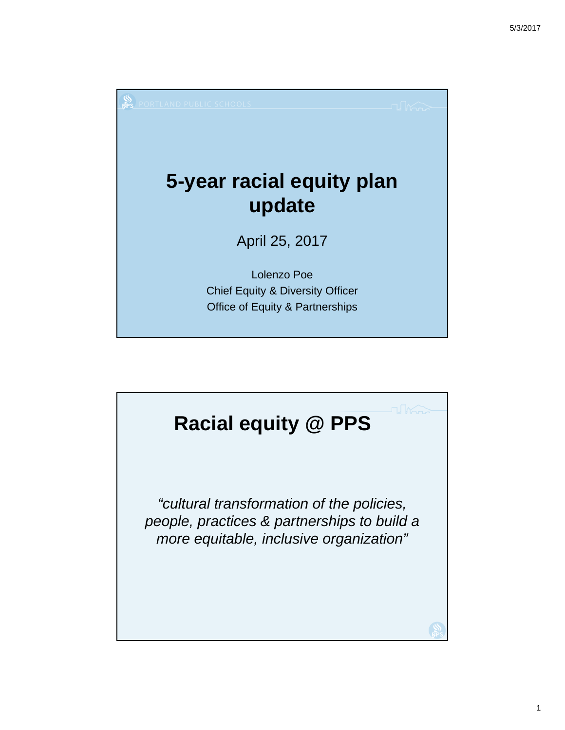PORTLAND PUBLIC SCHOOLS

# 5-year racial equity plan update

April 25, 2017

Lolenzo Poe
Chief Equity & Diversity Officer
Office of Equity & Partnerships

# Racial equity @ PPS

*"cultural transformation of the policies, people, practices & partnerships to build a more equitable, inclusive organization"*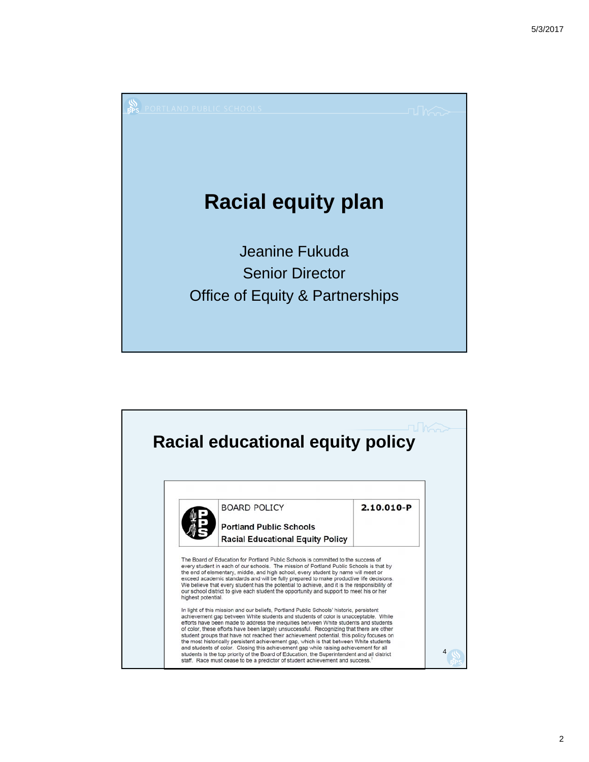# Racial equity plan

Jeanine Fukuda
Senior Director
Office of Equity & Partnerships

## Racial educational equity policy

| BOARD POLICY | 2.10.010-P |
|---|---|
| Portland Public Schools<br>Racial Educational Equity Policy | |

The Board of Education for Portland Public Schools is committed to the success of every student in each of our schools. The mission of Portland Public Schools is that by the end of elementary, middle, and high school, every student by name will meet or exceed academic standards and will be fully prepared to make productive life decisions. We believe that every student has the potential to achieve, and it is the responsibility of our school district to give each student the opportunity and support to meet his or her highest potential.

In light of this mission and our beliefs, Portland Public Schools' historic, persistent achievement gap between White students and students of color is unacceptable. While efforts have been made to address the inequities between White students and students of color, these efforts have been largely unsuccessful. Recognizing that there are other student groups that have not reached their achievement potential, this policy focuses on the most historically persistent achievement gap, which is that between White students and students of color. Closing this achievement gap while raising achievement for all students is the top priority of the Board of Education, the Superintendent and all district staff. Race must cease to be a predictor of student achievement and success.[1]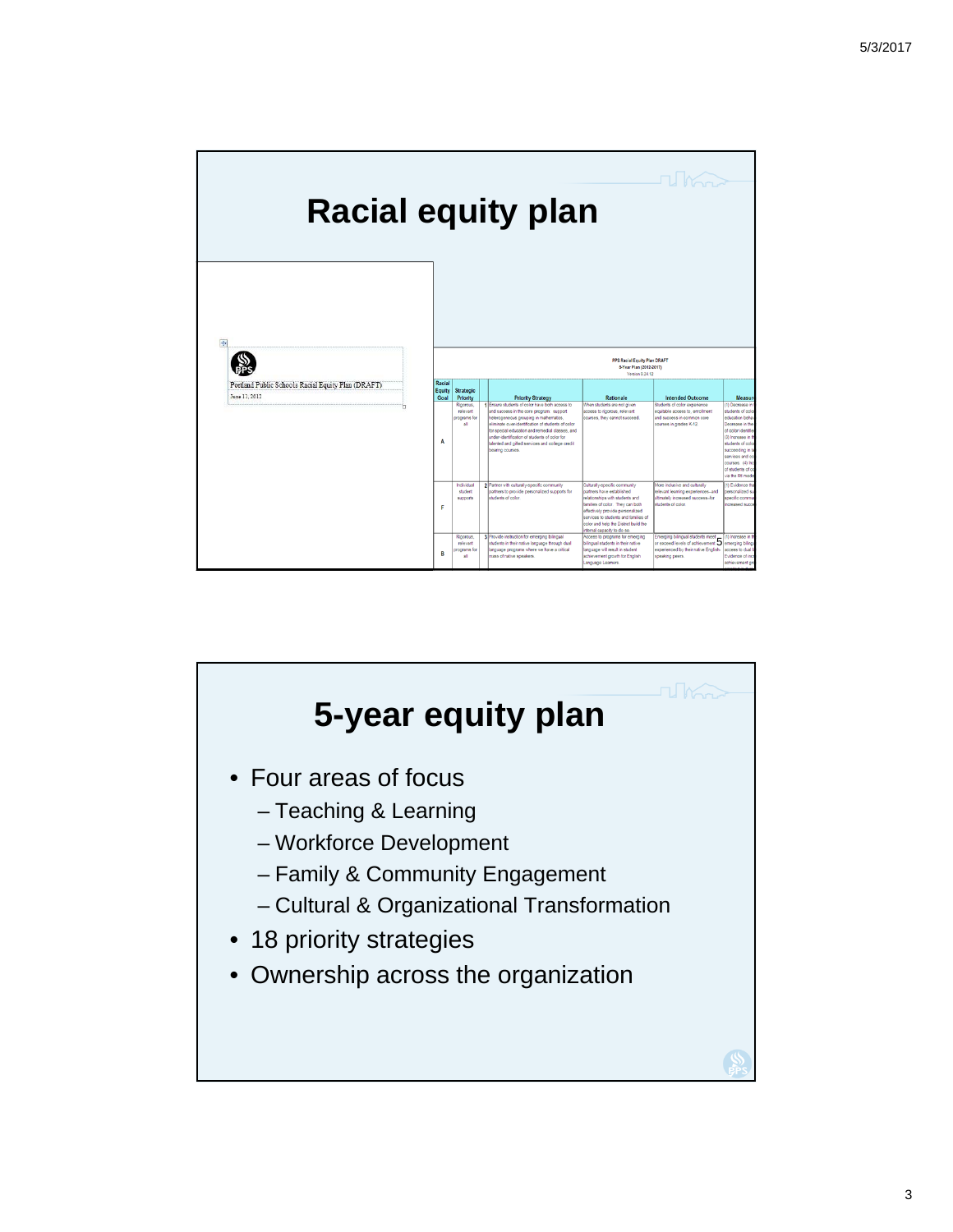# Racial equity plan

Portland Public Schools Racial Equity Plan (DRAFT)

June 11, 2012

PPS Racial Equity Plan DRAFT
5-Year Plan (2012-2017)
Version 6.24.12

| Racial Equity Goal | Strategic Priority | | Priority Strategy | Rationale | Intended Outcome | Measure |
|---|---|---|---|---|---|---|
| A | Rigorous, relevant programs for all | 1 | Ensure students of color have both access to and success in the core program: support heterogeneous grouping in mathematics, eliminate over-identification of students of color for special education and remedial classes, and under-identification of students of color for talented and gifted services and college credit bearing courses. | When students are not given access to rigorous, relevant courses, they cannot succeed. | Students of color experience equitable access to, enrollment and success in common core courses in grades K-12 | (1) Decrease in t... students of colo... education beha... Decrease in the ... of color identifie... (2) Increase in th... students of colo... succeeding in ta... services and co... courses. (4) Inc... of students of co... via the RtI mode... |
| F | Individual student supports | 2 | Partner with culturally-specific community partners to provide personalized supports for students of color. | Culturally-specific community partners have established relationships with students and families of color. They can both effectively provide personalized services to students and families of color and help the District build the internal capacity to do so. | More inclusive and culturally relevant learning experiences--and ultimately increased success--for students of color. | (1) Evidence tha... personalized su... specific commu... increased succe... |
| B | Rigorous, relevant programs for all | 3 | Provide instruction for emerging bilingual students in their native language through dual language programs where we have a critical mass of native speakers. | Access to programs for emerging bilingual students in their native language will result in student achievement growth for English Language Learners. | Emerging bilingual students meet or exceed levels of achievement experienced by their native English-speaking peers. | (1) Increase in th... emerging biling... access to dual l... Evidence of incr... achievement gro... |

# 5-year equity plan

- Four areas of focus
  - Teaching & Learning
  - Workforce Development
  - Family & Community Engagement
  - Cultural & Organizational Transformation
- 18 priority strategies
- Ownership across the organization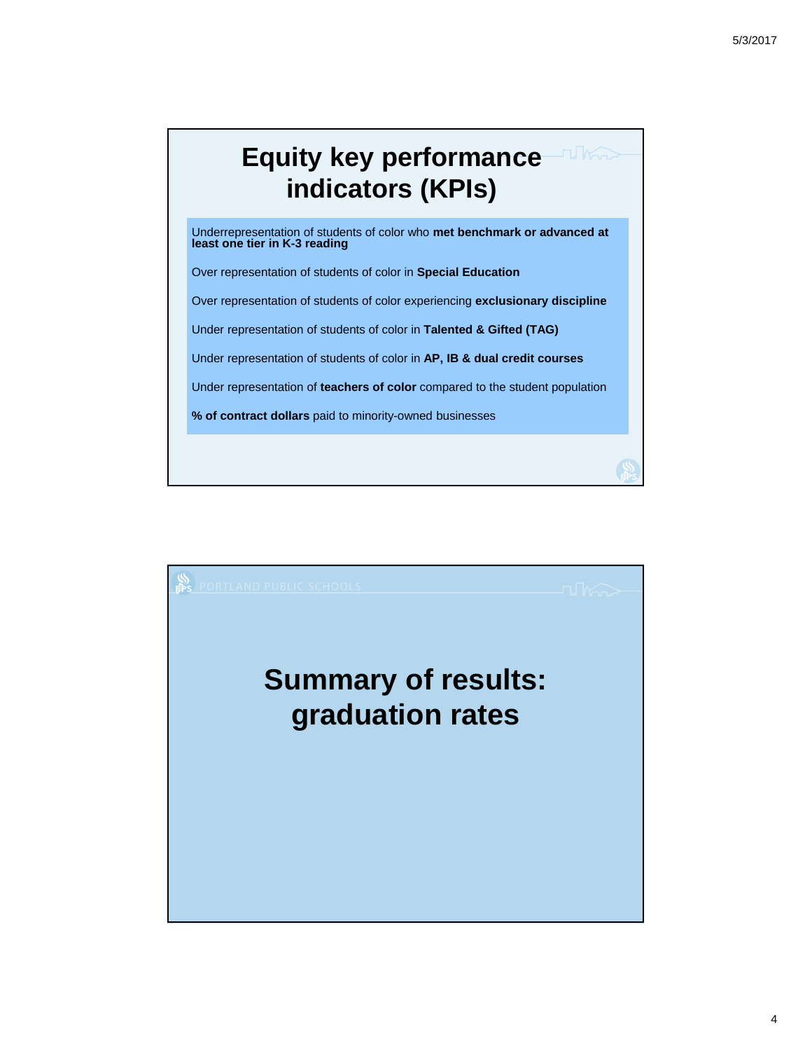# Equity key performance indicators (KPIs)

Underrepresentation of students of color who **met benchmark or advanced at least one tier in K-3 reading**

Over representation of students of color in **Special Education**

Over representation of students of color experiencing **exclusionary discipline**

Under representation of students of color in **Talented & Gifted (TAG)**

Under representation of students of color in **AP, IB & dual credit courses**

Under representation of **teachers of color** compared to the student population

**% of contract dollars** paid to minority-owned businesses

PORTLAND PUBLIC SCHOOLS

# Summary of results: graduation rates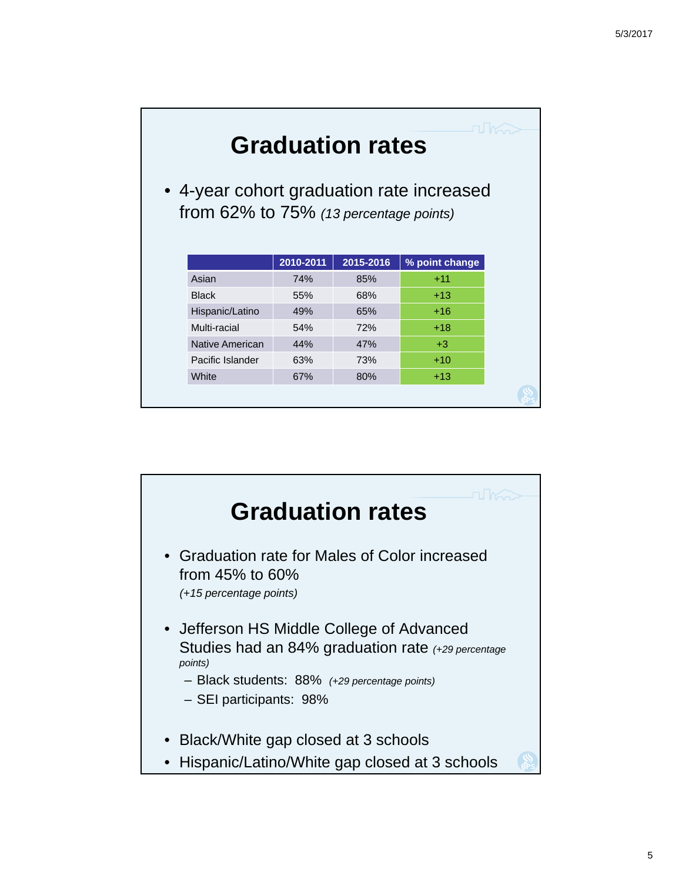## Graduation rates

- 4-year cohort graduation rate increased from 62% to 75% *(13 percentage points)*

| | 2010-2011 | 2015-2016 | % point change |
|---|---|---|---|
| Asian | 74% | 85% | +11 |
| Black | 55% | 68% | +13 |
| Hispanic/Latino | 49% | 65% | +16 |
| Multi-racial | 54% | 72% | +18 |
| Native American | 44% | 47% | +3 |
| Pacific Islander | 63% | 73% | +10 |
| White | 67% | 80% | +13 |

## Graduation rates

- Graduation rate for Males of Color increased from 45% to 60% *(+15 percentage points)*
- Jefferson HS Middle College of Advanced Studies had an 84% graduation rate *(+29 percentage points)*
  - Black students: 88% *(+29 percentage points)*
  - SEI participants: 98%
- Black/White gap closed at 3 schools
- Hispanic/Latino/White gap closed at 3 schools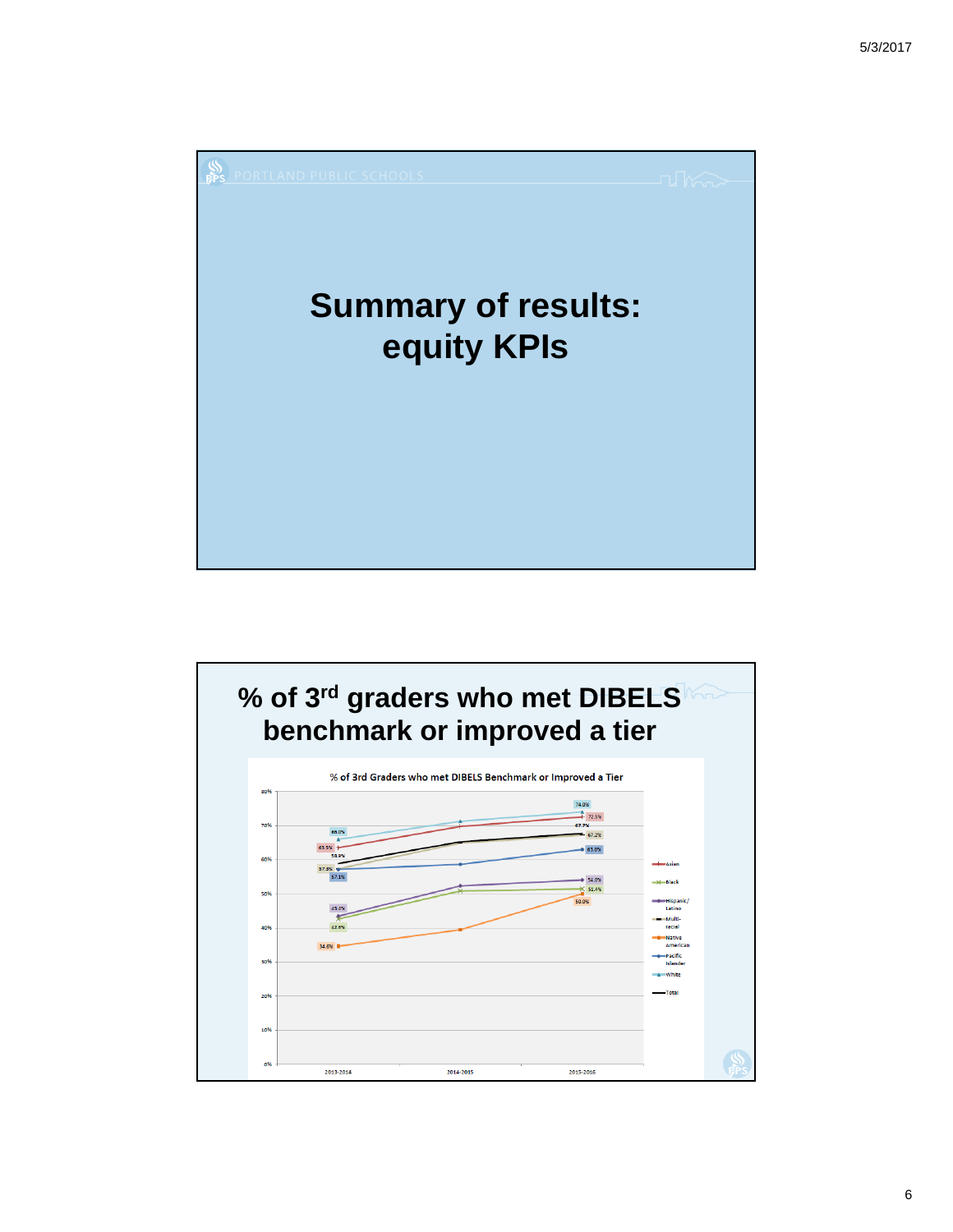# Summary of results: equity KPIs

# % of 3rd graders who met DIBELS benchmark or improved a tier

% of 3rd Graders who met DIBELS Benchmark or Improved a Tier

| Group | 2013-2014 | 2014-2015 | 2015-2016 |
|---|---|---|---|
| Asian | 63.5% | | 72.5% |
| Black | 42.6% | | 51.4% |
| Hispanic/ Latino | 43.6% | | 54.0% |
| Multi-racial | 57.3% | | 67.2% |
| Native American | 34.6% | | 50.0% |
| Pacific Islander | 57.1% | | 63.0% |
| White | 66.0% | | 74.0% |
| Total | 58.9% | | 67.7% |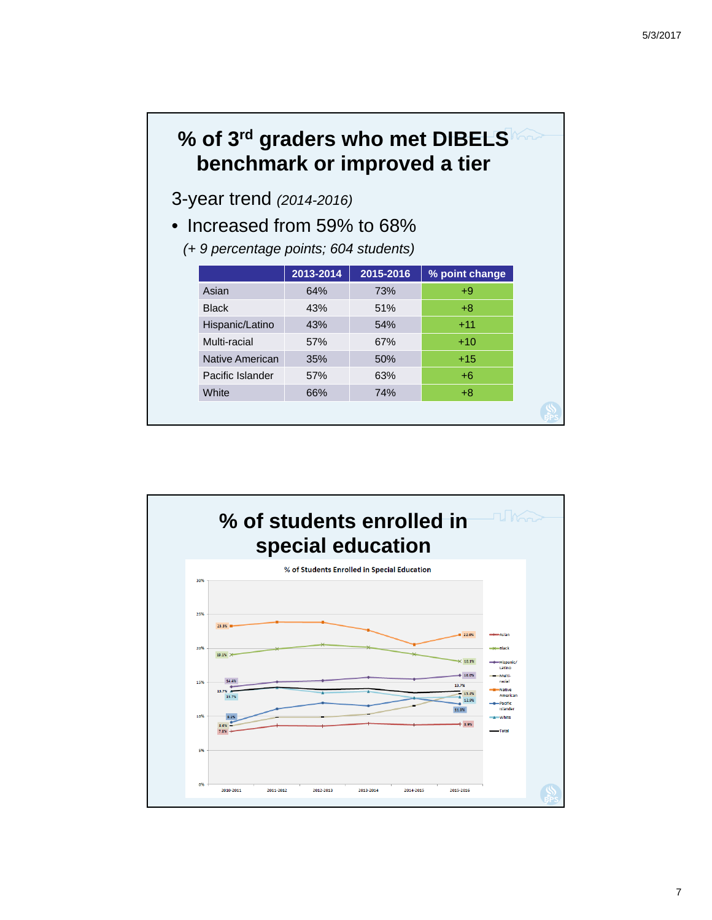# % of 3rd graders who met DIBELS benchmark or improved a tier

3-year trend *(2014-2016)*

- Increased from 59% to 68%

  *(+ 9 percentage points; 604 students)*

| | 2013-2014 | 2015-2016 | % point change |
|---|---|---|---|
| Asian | 64% | 73% | +9 |
| Black | 43% | 51% | +8 |
| Hispanic/Latino | 43% | 54% | +11 |
| Multi-racial | 57% | 67% | +10 |
| Native American | 35% | 50% | +15 |
| Pacific Islander | 57% | 63% | +6 |
| White | 66% | 74% | +8 |

# % of students enrolled in special education

% of Students Enrolled in Special Education

Legend: Asian, Black, Hispanic/Latino, Multi-racial, Native American, Pacific Islander, White, Total

Years: 2010-2011, 2011-2012, 2012-2013, 2013-2014, 2014-2015, 2015-2016

| Group | 2010-2011 | 2015-2016 |
|---|---|---|
| Native American | 23.3% | 22.0% |
| Black | 19.1% | 18.1% |
| Hispanic/Latino | 14.4% | 16.0% |
| Total | 13.7% | 13.7% |
| White | 13.7% | 12.9% |
| Multi-racial | 8.6% | 13.3% |
| Pacific Islander | 9.1% | 11.8% |
| Asian | 7.8% | 8.9% |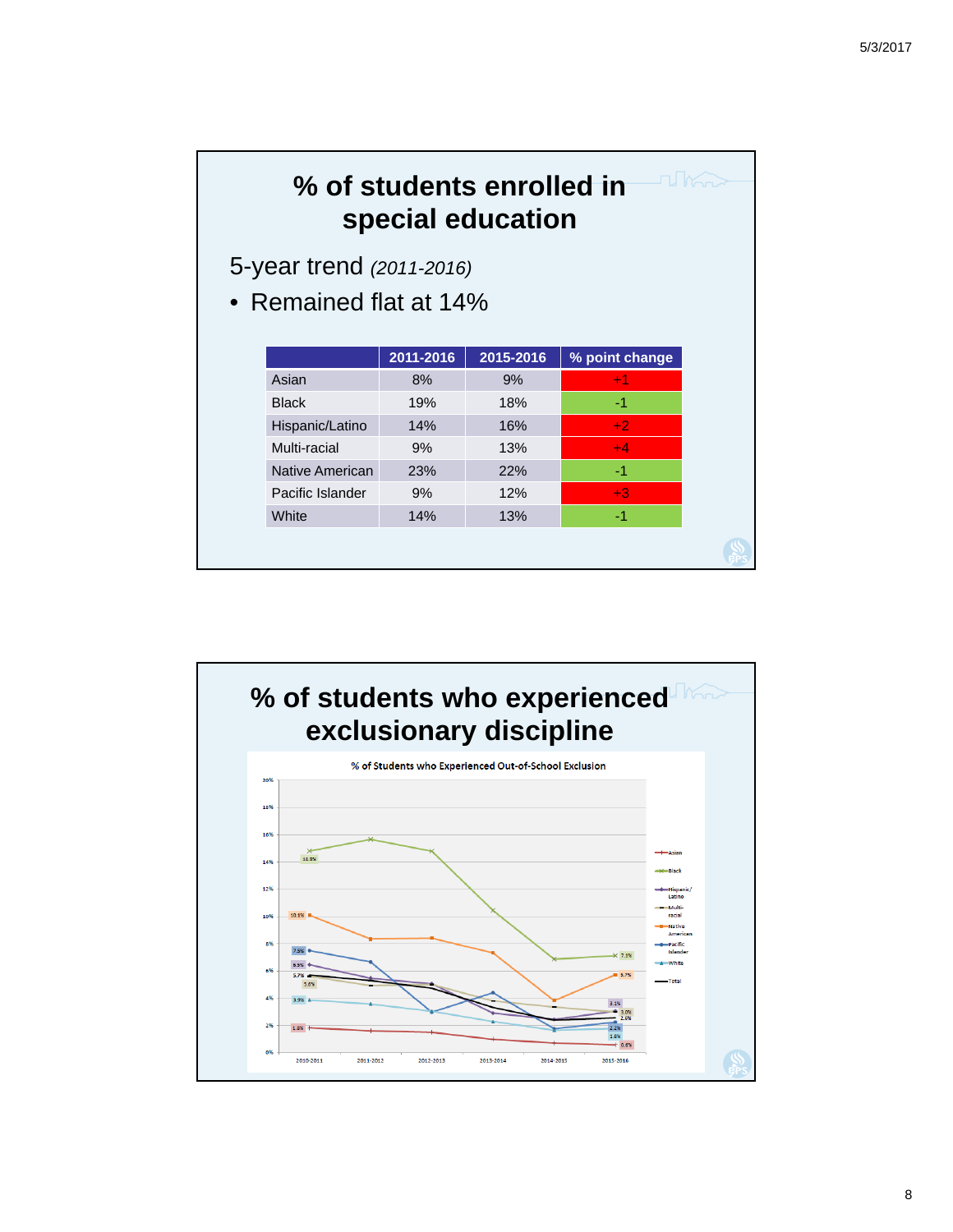# % of students enrolled in special education

5-year trend *(2011-2016)*

- Remained flat at 14%

| | 2011-2016 | 2015-2016 | % point change |
|---|---|---|---|
| Asian | 8% | 9% | +1 |
| Black | 19% | 18% | -1 |
| Hispanic/Latino | 14% | 16% | +2 |
| Multi-racial | 9% | 13% | +4 |
| Native American | 23% | 22% | -1 |
| Pacific Islander | 9% | 12% | +3 |
| White | 14% | 13% | -1 |

# % of students who experienced exclusionary discipline

% of Students who Experienced Out-of-School Exclusion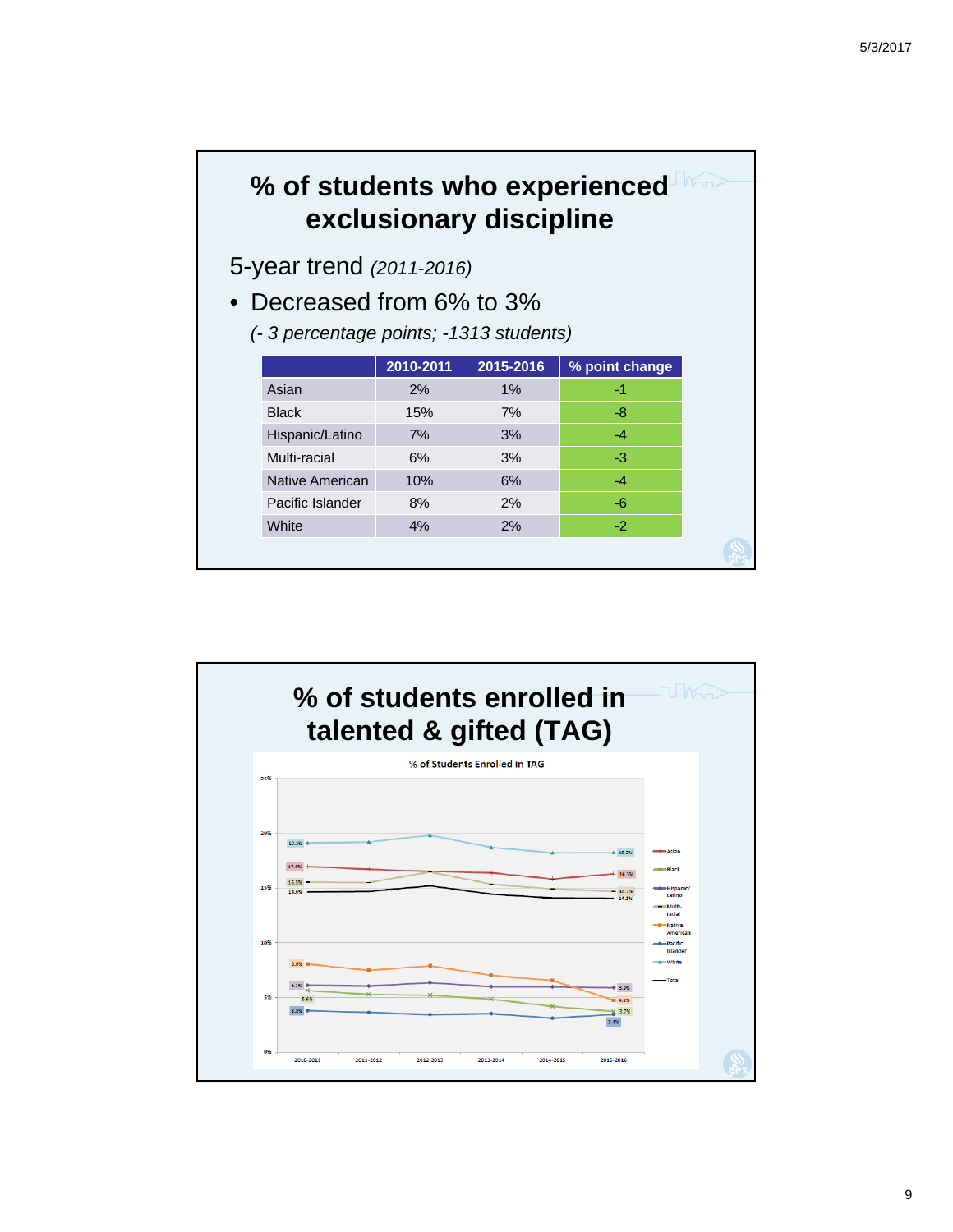# % of students who experienced exclusionary discipline

5-year trend *(2011-2016)*

- Decreased from 6% to 3%

  *(- 3 percentage points; -1313 students)*

| | 2010-2011 | 2015-2016 | % point change |
|---|---|---|---|
| Asian | 2% | 1% | -1 |
| Black | 15% | 7% | -8 |
| Hispanic/Latino | 7% | 3% | -4 |
| Multi-racial | 6% | 3% | -3 |
| Native American | 10% | 6% | -4 |
| Pacific Islander | 8% | 2% | -6 |
| White | 4% | 2% | -2 |

# % of students enrolled in talented & gifted (TAG)

% of Students Enrolled in TAG

| | 2010-2011 | 2015-2016 |
|---|---|---|
| Asian | 17.0% | 16.3% |
| Black | 5.6% | 3.7% |
| Hispanic/Latino | 6.1% | 5.9% |
| Multi-racial | 15.5% | 14.7% |
| Native American | 8.0% | 4.8% |
| Pacific Islander | 3.8% | 3.4% |
| White | 19.1% | 18.2% |
| Total | 14.6% | 14.1% |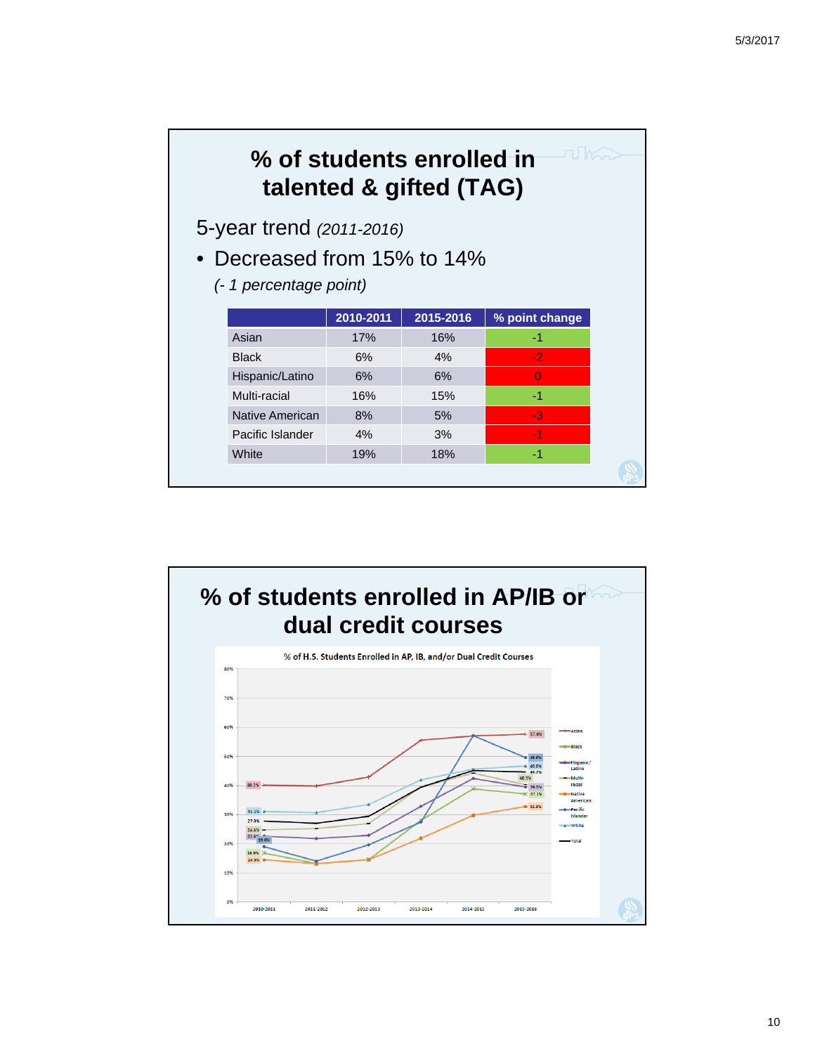# % of students enrolled in talented & gifted (TAG)

5-year trend *(2011-2016)*

- Decreased from 15% to 14%

  *(- 1 percentage point)*

| | 2010-2011 | 2015-2016 | % point change |
|---|---|---|---|
| Asian | 17% | 16% | -1 |
| Black | 6% | 4% | -2 |
| Hispanic/Latino | 6% | 6% | 0 |
| Multi-racial | 16% | 15% | -1 |
| Native American | 8% | 5% | -3 |
| Pacific Islander | 4% | 3% | -1 |
| White | 19% | 18% | -1 |

# % of students enrolled in AP/IB or dual credit courses

% of H.S. Students Enrolled in AP, IB, and/or Dual Credit Courses

| | 2010-2011 | 2015-2016 |
|---|---|---|
| Asian | 40.2% | 57.6% |
| Black | 16.9% | 37.1% |
| Hispanic/Latino | 22.6% | 39.5% |
| Multi-racial | 24.8% | 40.7% |
| Native American | 14.5% | 32.8% |
| Pacific Islander | 19.0% | 49.6% |
| White | 31.1% | 46.8% |
| Total | 27.8% | 44.7% |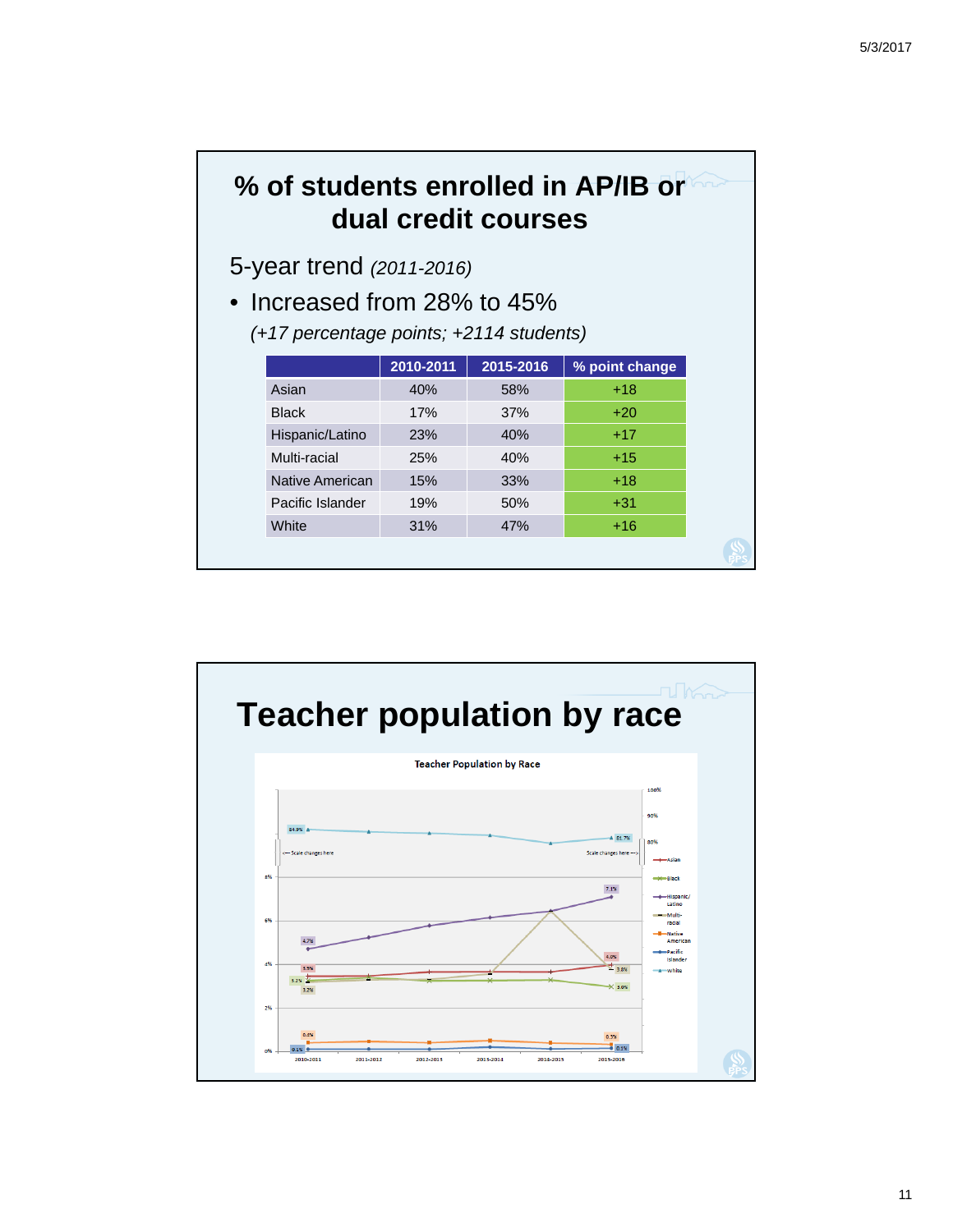# % of students enrolled in AP/IB or dual credit courses

5-year trend *(2011-2016)*

- Increased from 28% to 45%

  *(+17 percentage points; +2114 students)*

| | 2010-2011 | 2015-2016 | % point change |
|---|---|---|---|
| Asian | 40% | 58% | +18 |
| Black | 17% | 37% | +20 |
| Hispanic/Latino | 23% | 40% | +17 |
| Multi-racial | 25% | 40% | +15 |
| Native American | 15% | 33% | +18 |
| Pacific Islander | 19% | 50% | +31 |
| White | 31% | 47% | +16 |

# Teacher population by race

Teacher Population by Race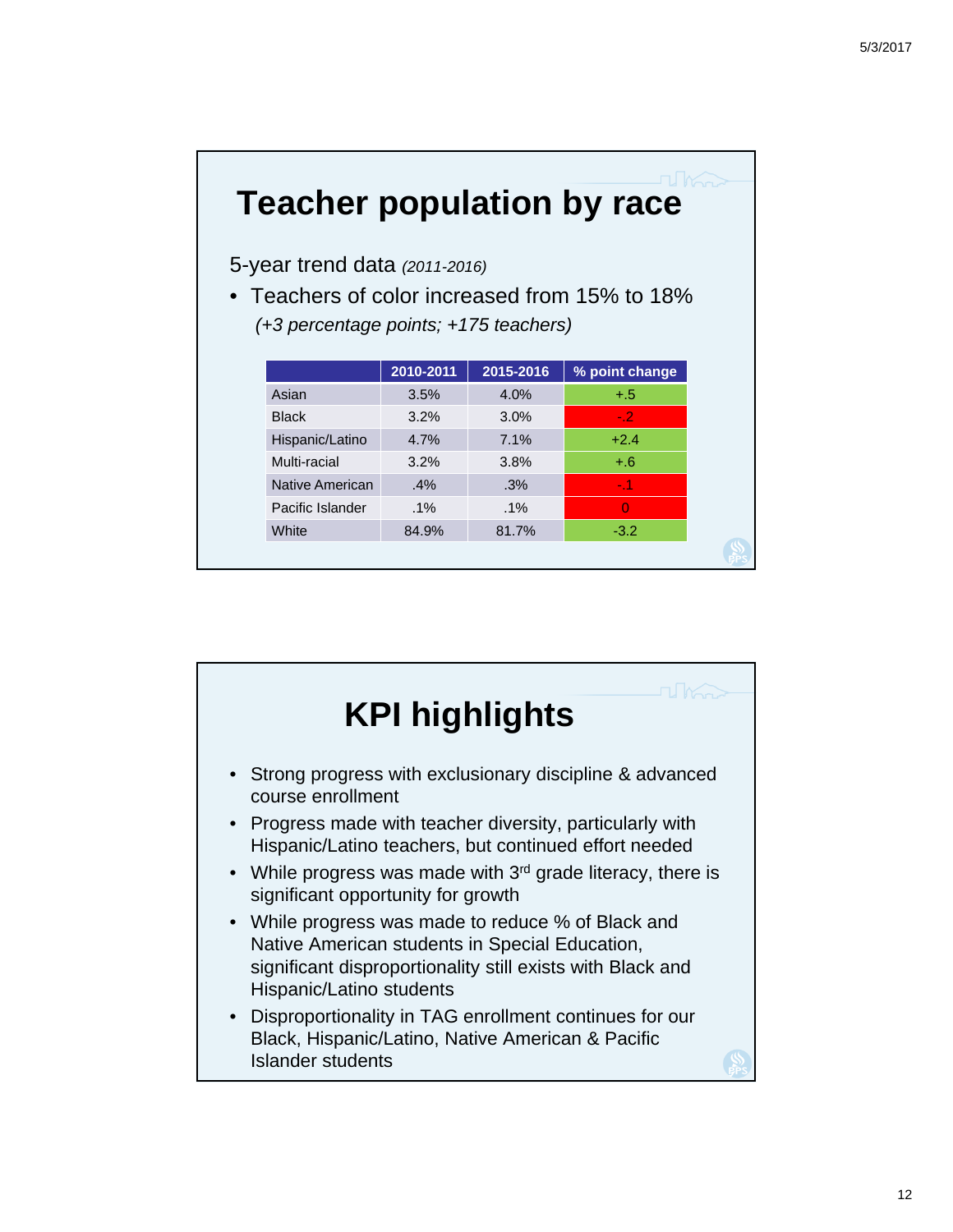# Teacher population by race

5-year trend data *(2011-2016)*

- Teachers of color increased from 15% to 18%
  *(+3 percentage points; +175 teachers)*

| | 2010-2011 | 2015-2016 | % point change |
|---|---|---|---|
| Asian | 3.5% | 4.0% | +.5 |
| Black | 3.2% | 3.0% | -.2 |
| Hispanic/Latino | 4.7% | 7.1% | +2.4 |
| Multi-racial | 3.2% | 3.8% | +.6 |
| Native American | .4% | .3% | -.1 |
| Pacific Islander | .1% | .1% | 0 |
| White | 84.9% | 81.7% | -3.2 |

# KPI highlights

- Strong progress with exclusionary discipline & advanced course enrollment
- Progress made with teacher diversity, particularly with Hispanic/Latino teachers, but continued effort needed
- While progress was made with 3rd grade literacy, there is significant opportunity for growth
- While progress was made to reduce % of Black and Native American students in Special Education, significant disproportionality still exists with Black and Hispanic/Latino students
- Disproportionality in TAG enrollment continues for our Black, Hispanic/Latino, Native American & Pacific Islander students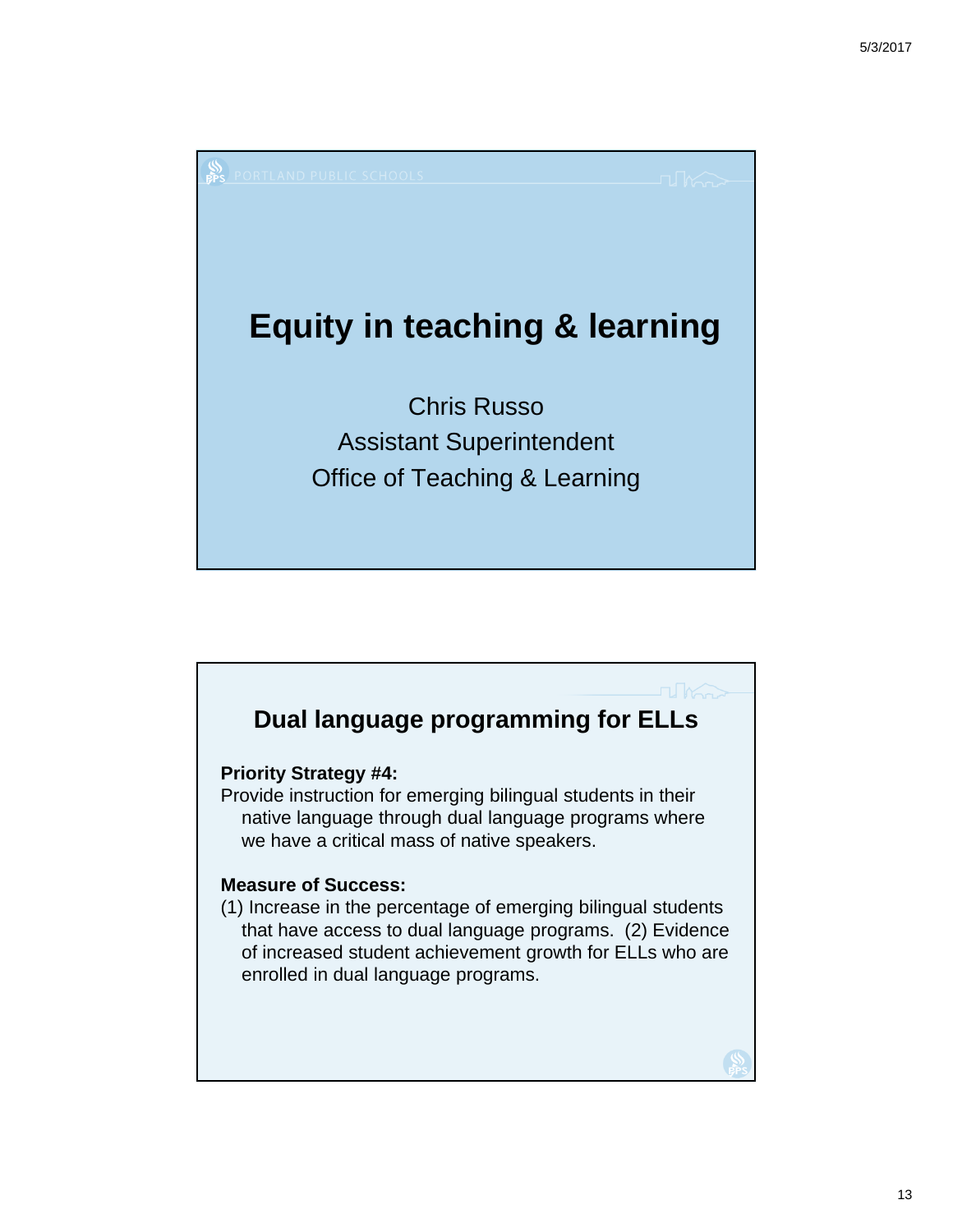# Equity in teaching & learning

Chris Russo
Assistant Superintendent
Office of Teaching & Learning

## Dual language programming for ELLs

**Priority Strategy #4:**
Provide instruction for emerging bilingual students in their native language through dual language programs where we have a critical mass of native speakers.

**Measure of Success:**
(1) Increase in the percentage of emerging bilingual students that have access to dual language programs. (2) Evidence of increased student achievement growth for ELLs who are enrolled in dual language programs.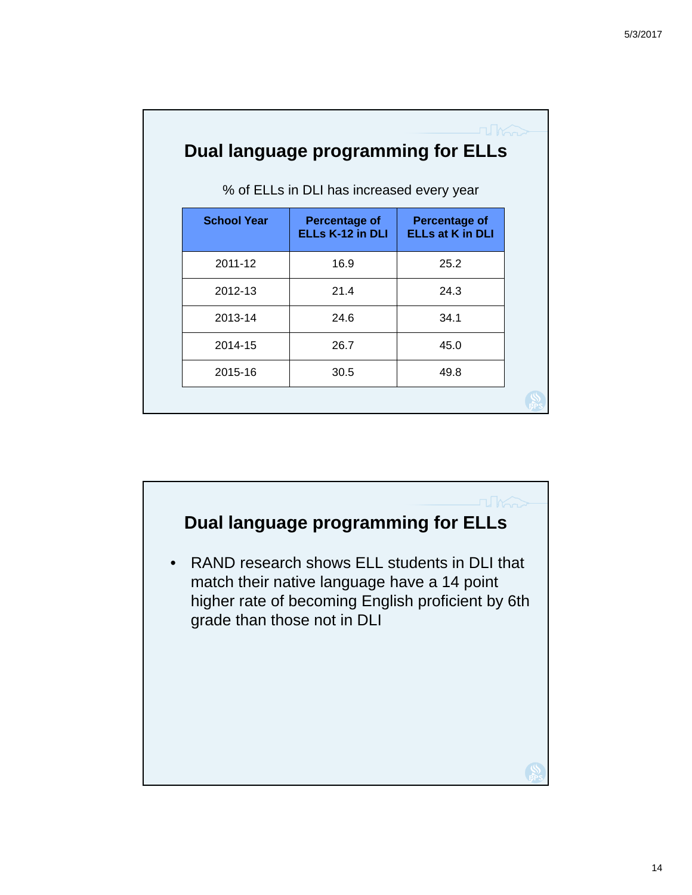## Dual language programming for ELLs

% of ELLs in DLI has increased every year

| School Year | Percentage of ELLs K-12 in DLI | Percentage of ELLs at K in DLI |
|---|---|---|
| 2011-12 | 16.9 | 25.2 |
| 2012-13 | 21.4 | 24.3 |
| 2013-14 | 24.6 | 34.1 |
| 2014-15 | 26.7 | 45.0 |
| 2015-16 | 30.5 | 49.8 |

## Dual language programming for ELLs

- RAND research shows ELL students in DLI that match their native language have a 14 point higher rate of becoming English proficient by 6th grade than those not in DLI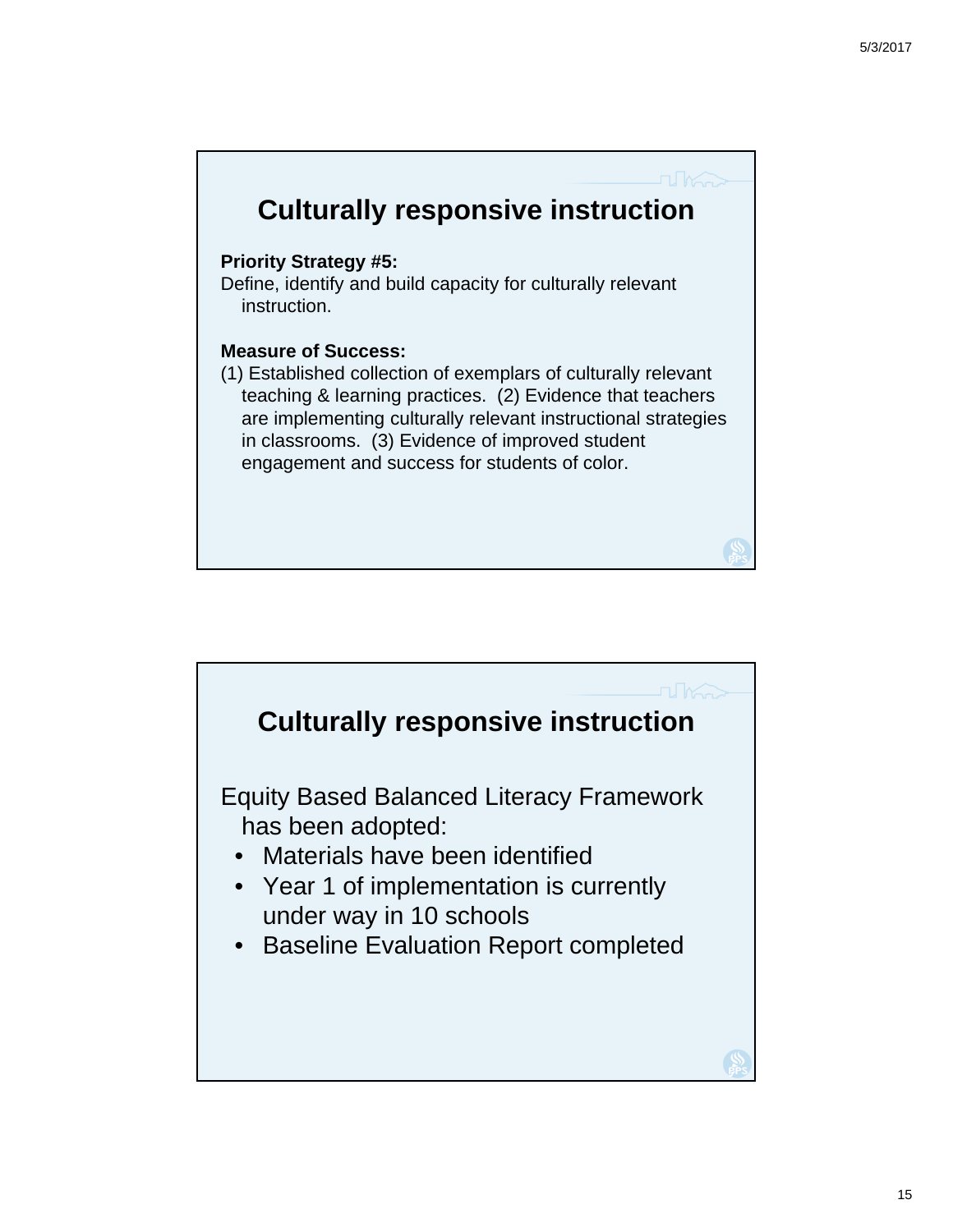## Culturally responsive instruction

**Priority Strategy #5:**
Define, identify and build capacity for culturally relevant instruction.

**Measure of Success:**
(1) Established collection of exemplars of culturally relevant teaching & learning practices. (2) Evidence that teachers are implementing culturally relevant instructional strategies in classrooms. (3) Evidence of improved student engagement and success for students of color.

## Culturally responsive instruction

Equity Based Balanced Literacy Framework has been adopted:

- Materials have been identified
- Year 1 of implementation is currently under way in 10 schools
- Baseline Evaluation Report completed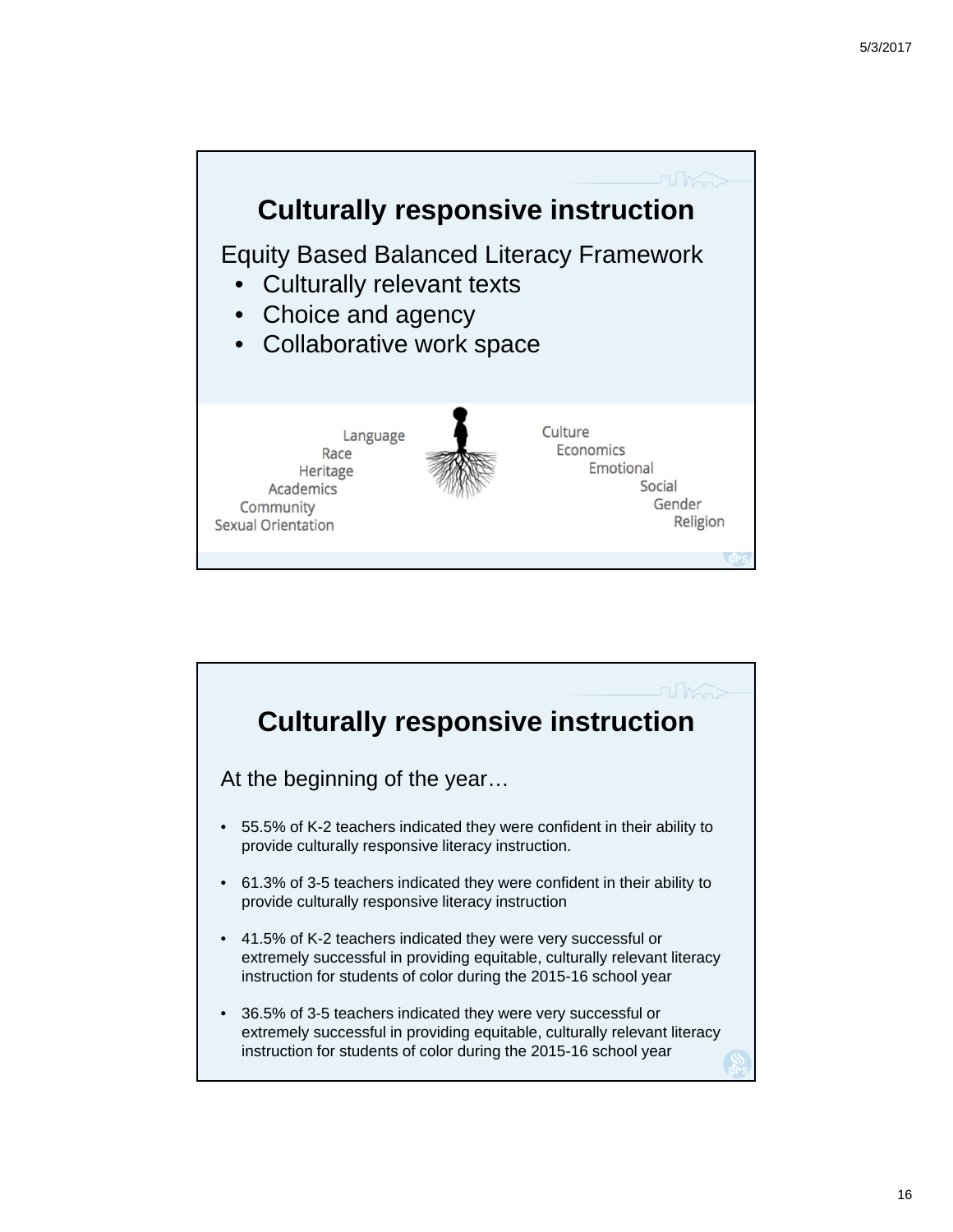## Culturally responsive instruction

Equity Based Balanced Literacy Framework

- Culturally relevant texts
- Choice and agency
- Collaborative work space

Language
Race
Heritage
Academics
Community
Sexual Orientation

Culture
Economics
Emotional
Social
Gender
Religion

## Culturally responsive instruction

At the beginning of the year…

- 55.5% of K-2 teachers indicated they were confident in their ability to provide culturally responsive literacy instruction.
- 61.3% of 3-5 teachers indicated they were confident in their ability to provide culturally responsive literacy instruction
- 41.5% of K-2 teachers indicated they were very successful or extremely successful in providing equitable, culturally relevant literacy instruction for students of color during the 2015-16 school year
- 36.5% of 3-5 teachers indicated they were very successful or extremely successful in providing equitable, culturally relevant literacy instruction for students of color during the 2015-16 school year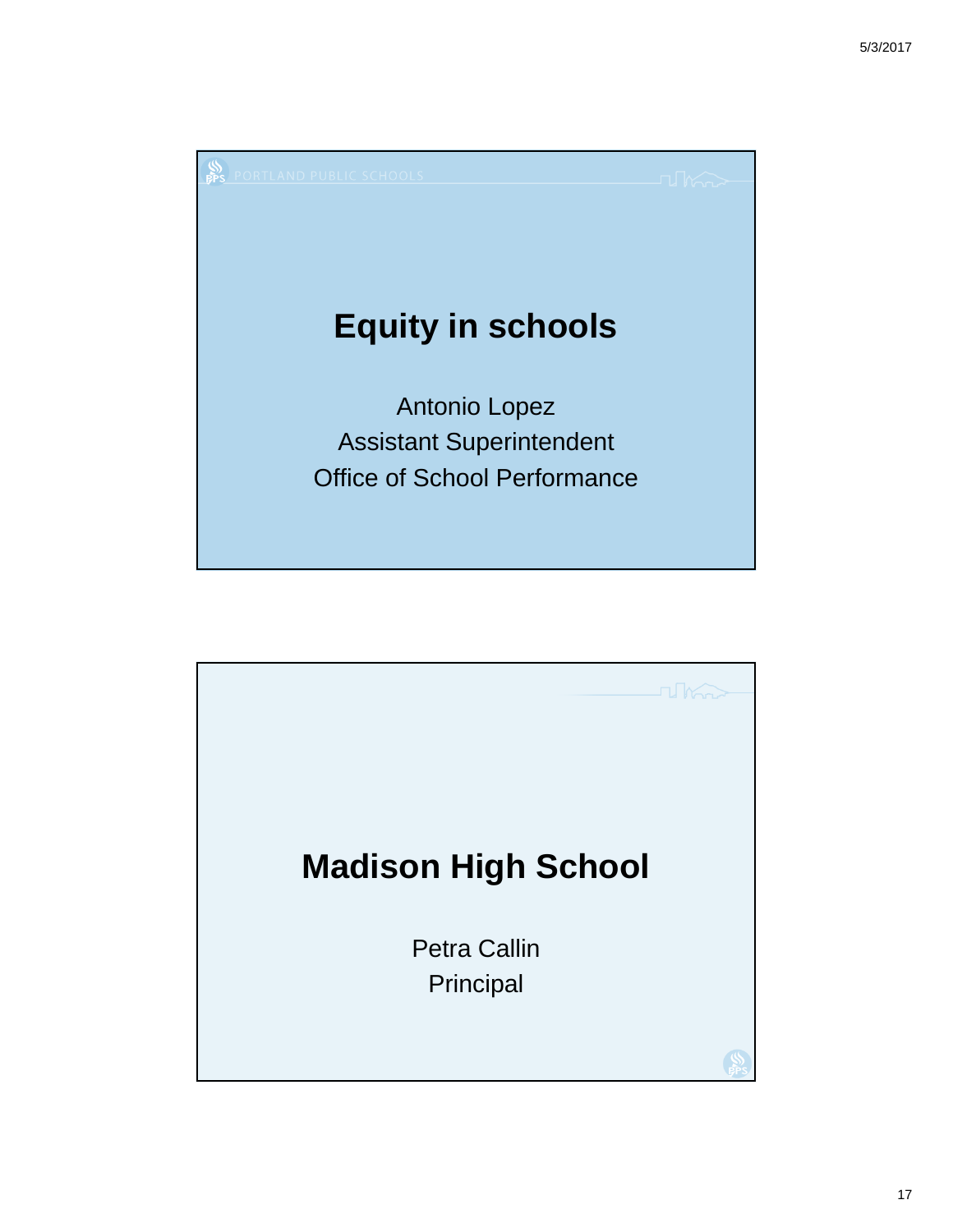PORTLAND PUBLIC SCHOOLS

# Equity in schools

Antonio Lopez
Assistant Superintendent
Office of School Performance

# Madison High School

Petra Callin
Principal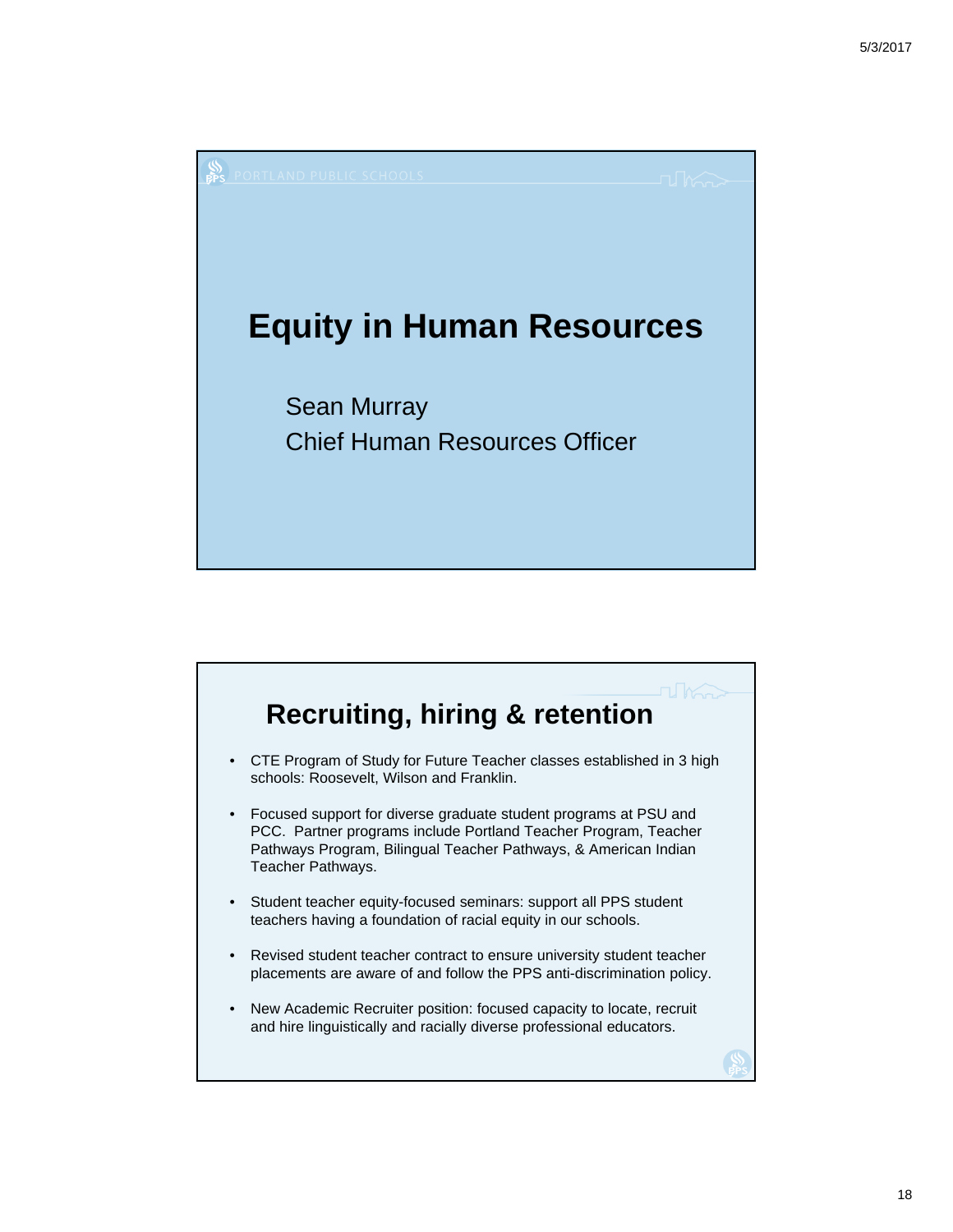# Equity in Human Resources

Sean Murray
Chief Human Resources Officer

## Recruiting, hiring & retention

- CTE Program of Study for Future Teacher classes established in 3 high schools: Roosevelt, Wilson and Franklin.
- Focused support for diverse graduate student programs at PSU and PCC. Partner programs include Portland Teacher Program, Teacher Pathways Program, Bilingual Teacher Pathways, & American Indian Teacher Pathways.
- Student teacher equity-focused seminars: support all PPS student teachers having a foundation of racial equity in our schools.
- Revised student teacher contract to ensure university student teacher placements are aware of and follow the PPS anti-discrimination policy.
- New Academic Recruiter position: focused capacity to locate, recruit and hire linguistically and racially diverse professional educators.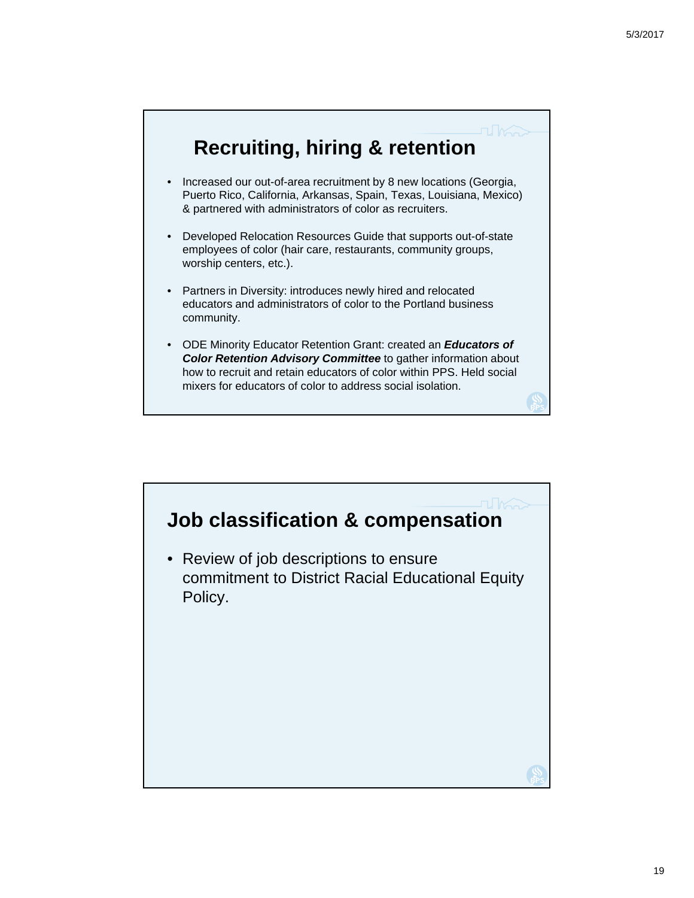## Recruiting, hiring & retention

- Increased our out-of-area recruitment by 8 new locations (Georgia, Puerto Rico, California, Arkansas, Spain, Texas, Louisiana, Mexico) & partnered with administrators of color as recruiters.
- Developed Relocation Resources Guide that supports out-of-state employees of color (hair care, restaurants, community groups, worship centers, etc.).
- Partners in Diversity: introduces newly hired and relocated educators and administrators of color to the Portland business community.
- ODE Minority Educator Retention Grant: created an ***Educators of Color Retention Advisory Committee*** to gather information about how to recruit and retain educators of color within PPS. Held social mixers for educators of color to address social isolation.

## Job classification & compensation

- Review of job descriptions to ensure commitment to District Racial Educational Equity Policy.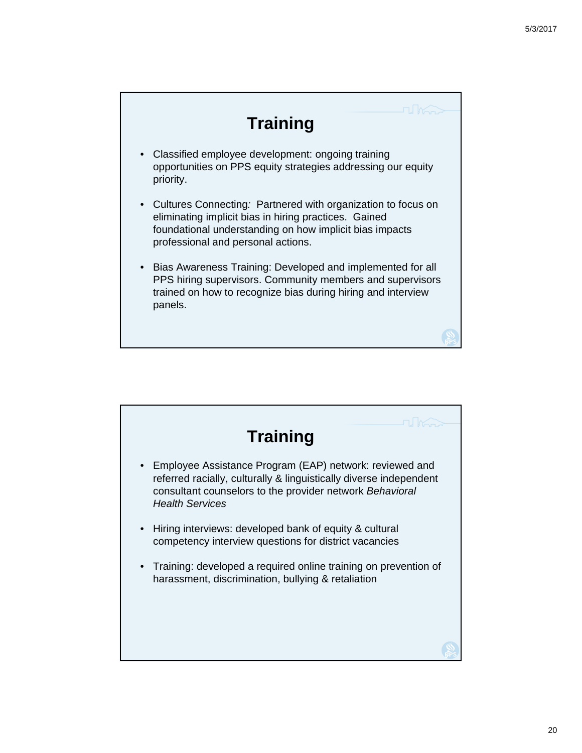## Training

- Classified employee development: ongoing training opportunities on PPS equity strategies addressing our equity priority.
- Cultures Connecting*:* Partnered with organization to focus on eliminating implicit bias in hiring practices. Gained foundational understanding on how implicit bias impacts professional and personal actions.
- Bias Awareness Training: Developed and implemented for all PPS hiring supervisors. Community members and supervisors trained on how to recognize bias during hiring and interview panels.

## Training

- Employee Assistance Program (EAP) network: reviewed and referred racially, culturally & linguistically diverse independent consultant counselors to the provider network *Behavioral Health Services*
- Hiring interviews: developed bank of equity & cultural competency interview questions for district vacancies
- Training: developed a required online training on prevention of harassment, discrimination, bullying & retaliation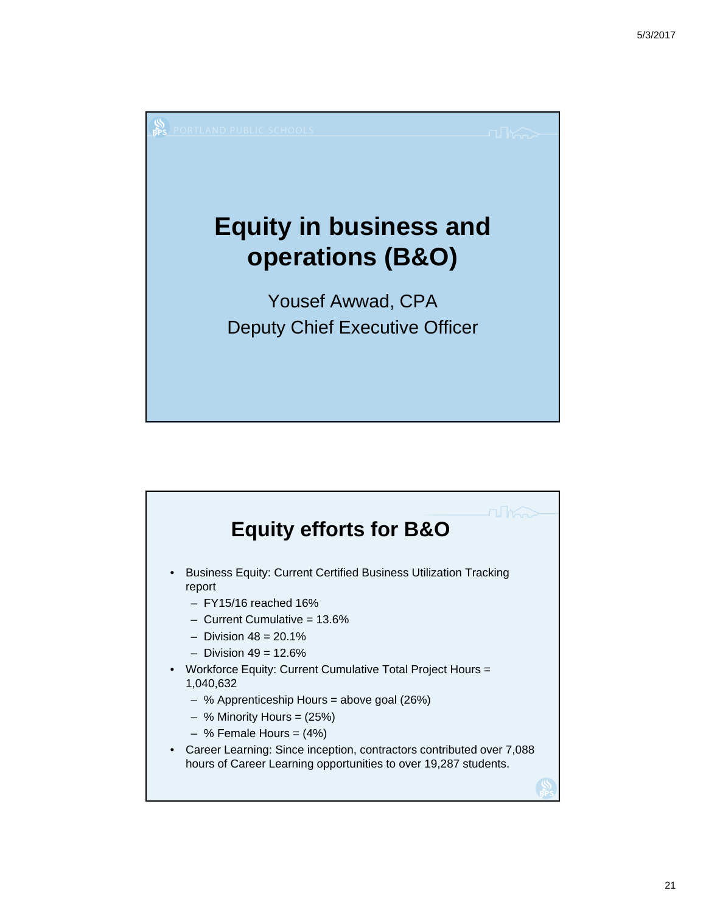# Equity in business and operations (B&O)

Yousef Awwad, CPA
Deputy Chief Executive Officer

## Equity efforts for B&O

- Business Equity: Current Certified Business Utilization Tracking report
  - FY15/16 reached 16%
  - Current Cumulative = 13.6%
  - Division 48 = 20.1%
  - Division 49 = 12.6%
- Workforce Equity: Current Cumulative Total Project Hours = 1,040,632
  - % Apprenticeship Hours = above goal (26%)
  - % Minority Hours = (25%)
  - % Female Hours = (4%)
- Career Learning: Since inception, contractors contributed over 7,088 hours of Career Learning opportunities to over 19,287 students.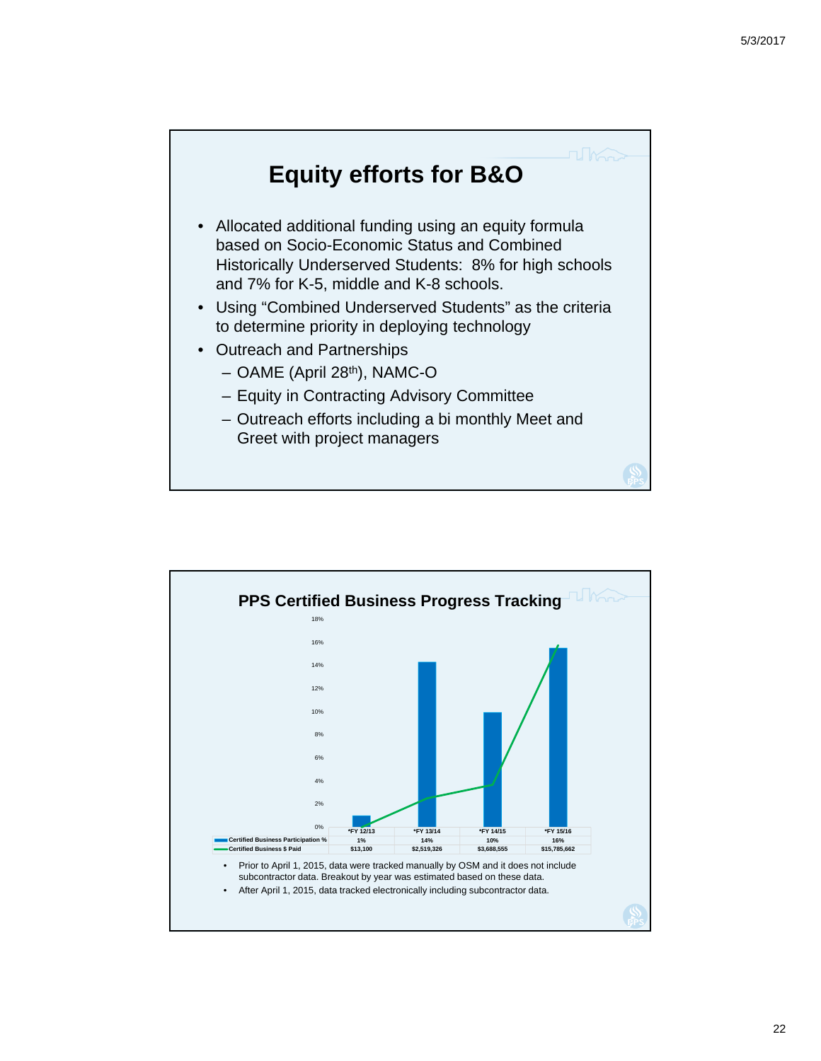## Equity efforts for B&O

- Allocated additional funding using an equity formula based on Socio-Economic Status and Combined Historically Underserved Students: 8% for high schools and 7% for K-5, middle and K-8 schools.
- Using "Combined Underserved Students" as the criteria to determine priority in deploying technology
- Outreach and Partnerships
  - OAME (April 28th), NAMC-O
  - Equity in Contracting Advisory Committee
  - Outreach efforts including a bi monthly Meet and Greet with project managers

## PPS Certified Business Progress Tracking

| | *FY 12/13 | *FY 13/14 | *FY 14/15 | *FY 15/16 |
|---|---|---|---|---|
| Certified Business Participation % | 1% | 14% | 10% | 16% |
| Certified Business $ Paid | $13,100 | $2,519,326 | $3,688,555 | $15,785,662 |

- Prior to April 1, 2015, data were tracked manually by OSM and it does not include subcontractor data. Breakout by year was estimated based on these data.
- After April 1, 2015, data tracked electronically including subcontractor data.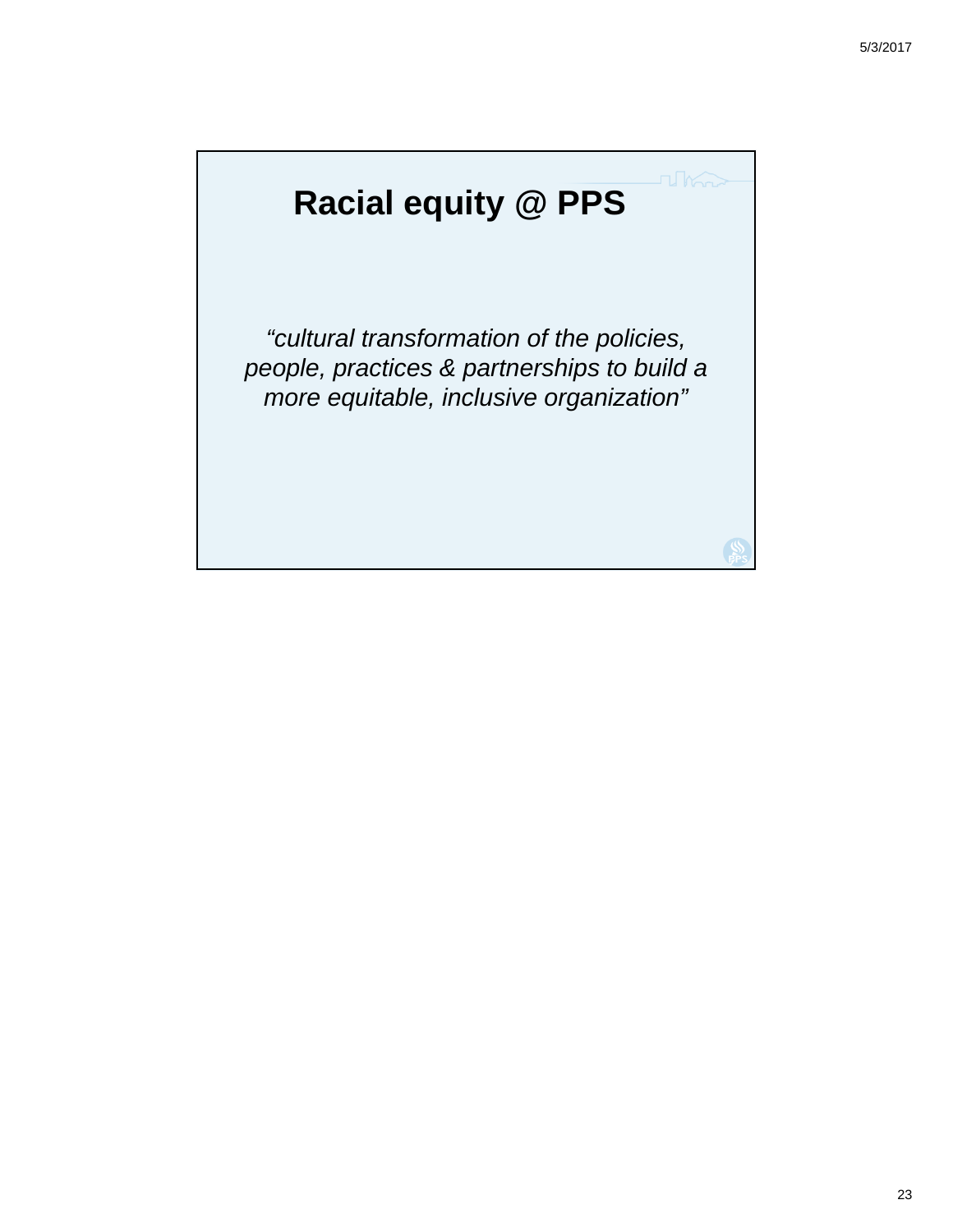# Racial equity @ PPS

*“cultural transformation of the policies, people, practices & partnerships to build a more equitable, inclusive organization”*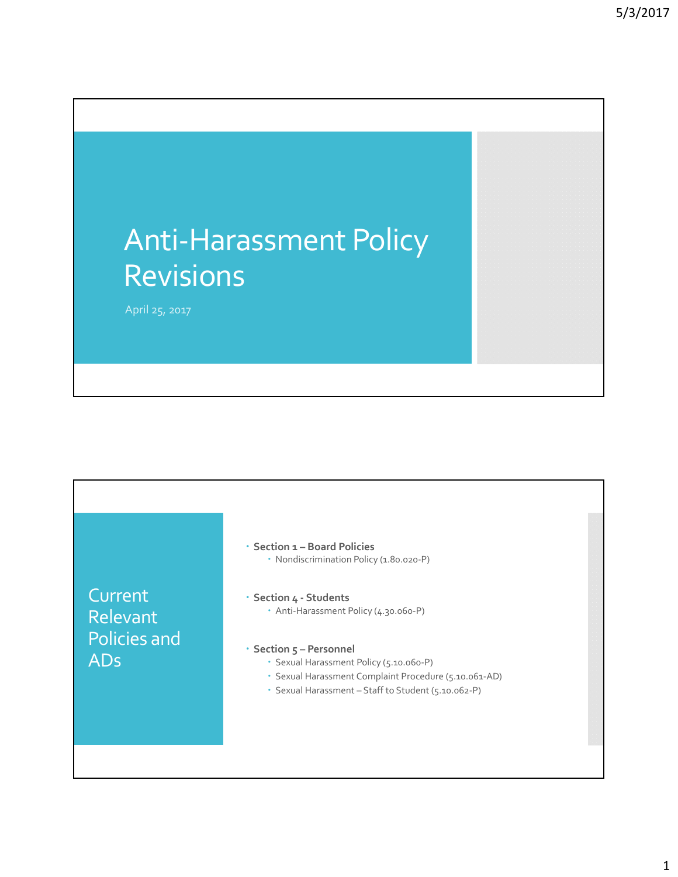# Anti-Harassment Policy Revisions

April 25, 2017

## Current Relevant Policies and ADs

- **Section 1 – Board Policies**
  - Nondiscrimination Policy (1.80.020-P)
- **Section 4 - Students**
  - Anti-Harassment Policy (4.30.060-P)
- **Section 5 – Personnel**
  - Sexual Harassment Policy (5.10.060-P)
  - Sexual Harassment Complaint Procedure (5.10.061-AD)
  - Sexual Harassment – Staff to Student (5.10.062-P)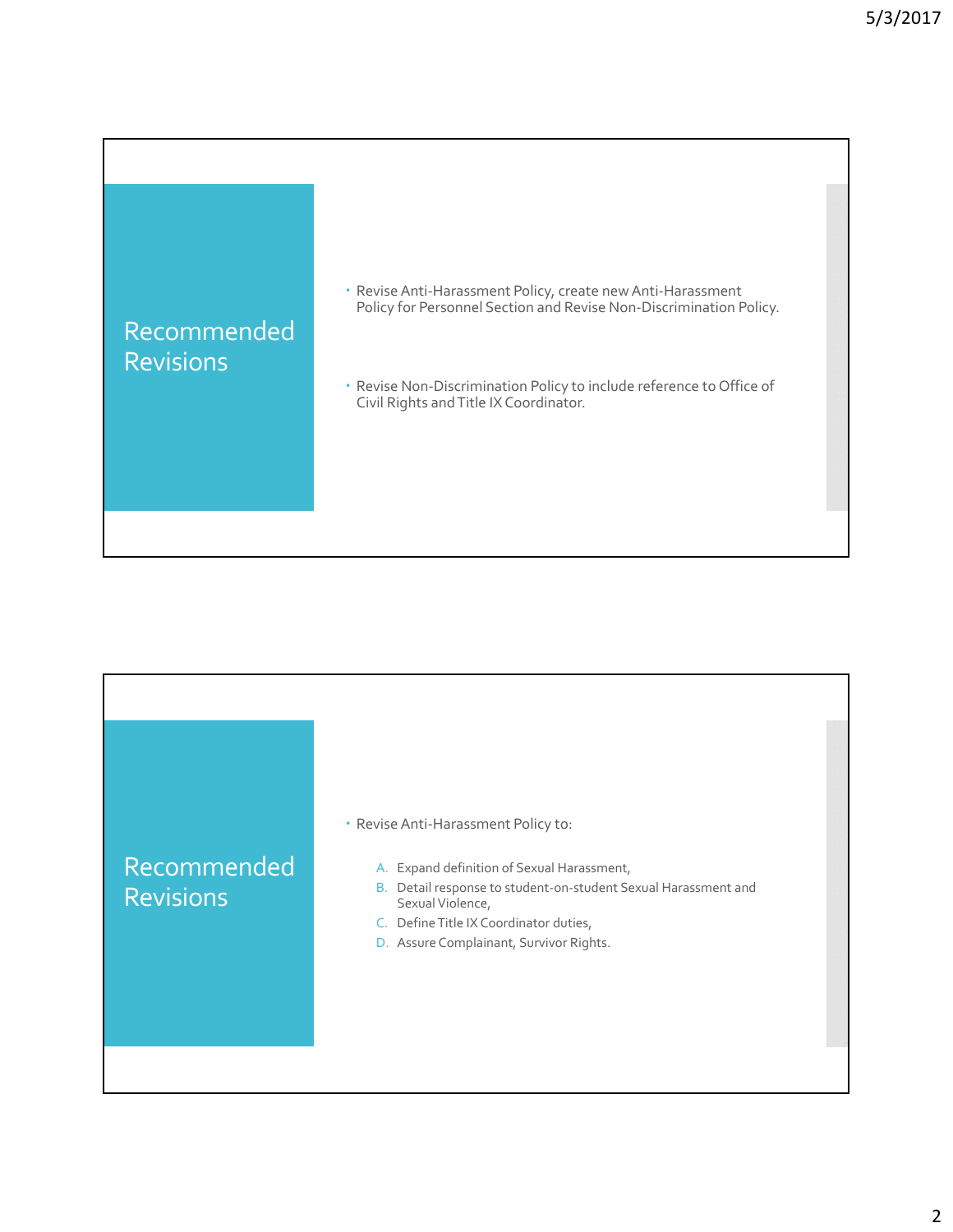## Recommended Revisions

- Revise Anti-Harassment Policy, create new Anti-Harassment Policy for Personnel Section and Revise Non-Discrimination Policy.
- Revise Non-Discrimination Policy to include reference to Office of Civil Rights and Title IX Coordinator.

## Recommended Revisions

- Revise Anti-Harassment Policy to:
  - A. Expand definition of Sexual Harassment,
  - B. Detail response to student-on-student Sexual Harassment and Sexual Violence,
  - C. Define Title IX Coordinator duties,
  - D. Assure Complainant, Survivor Rights.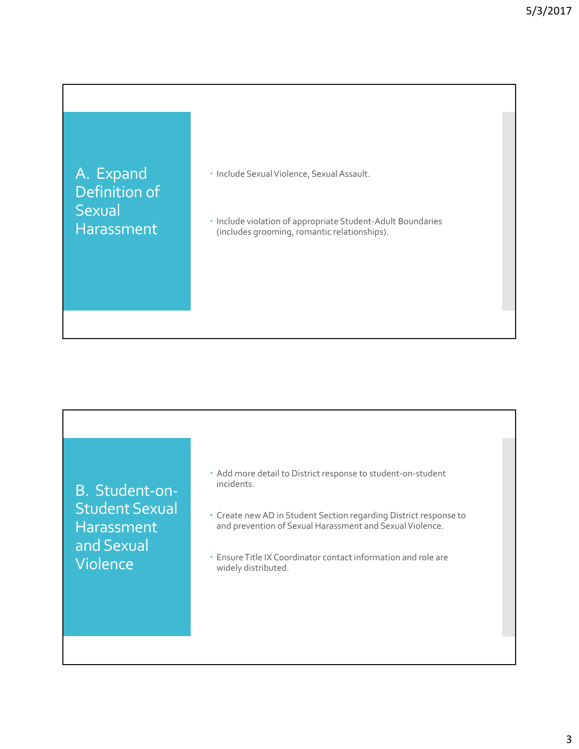## A. Expand Definition of Sexual Harassment

- Include Sexual Violence, Sexual Assault.
- Include violation of appropriate Student-Adult Boundaries (includes grooming, romantic relationships).

## B. Student-on-Student Sexual Harassment and Sexual Violence

- Add more detail to District response to student-on-student incidents.
- Create new AD in Student Section regarding District response to and prevention of Sexual Harassment and Sexual Violence.
- Ensure Title IX Coordinator contact information and role are widely distributed.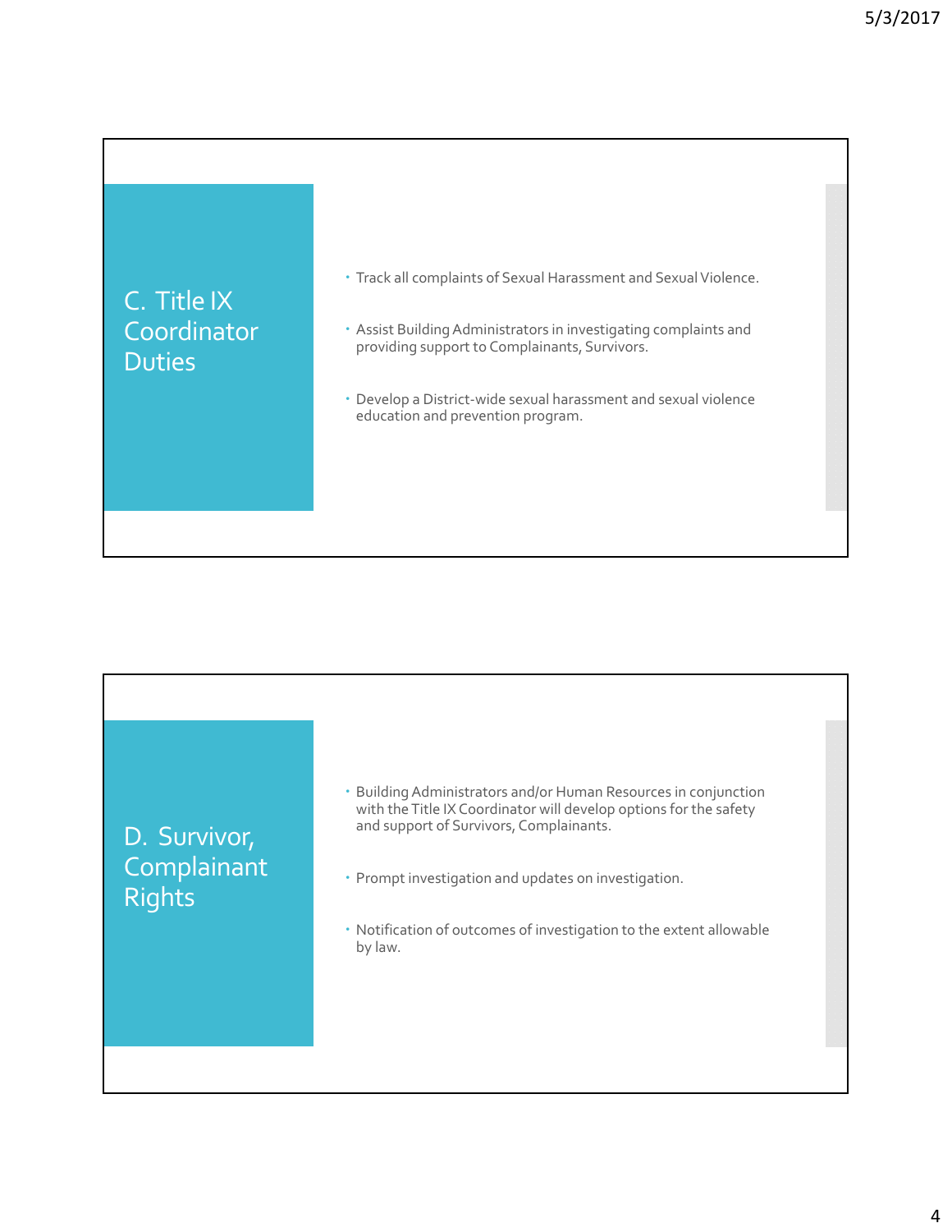## C. Title IX Coordinator Duties

- Track all complaints of Sexual Harassment and Sexual Violence.
- Assist Building Administrators in investigating complaints and providing support to Complainants, Survivors.
- Develop a District-wide sexual harassment and sexual violence education and prevention program.

## D. Survivor, Complainant Rights

- Building Administrators and/or Human Resources in conjunction with the Title IX Coordinator will develop options for the safety and support of Survivors, Complainants.
- Prompt investigation and updates on investigation.
- Notification of outcomes of investigation to the extent allowable by law.